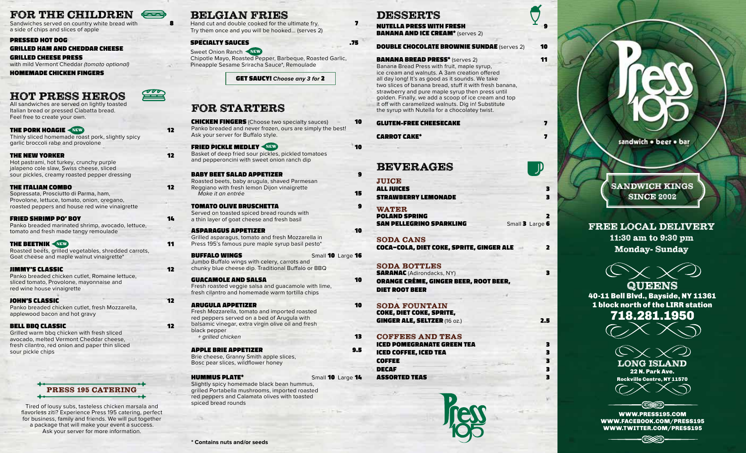# FOR THE CHILDREN

Sandwiches served on country white bread with a side of chips and slices of apple **8**

**PRESSED HOT DOG**

**GRILLED HAM AND CHEDDAR CHEESE**

**GRILLED CHEESE PRESS**
with mild Vermont Cheddar *(tomato optional)*

**HOMEMADE CHICKEN FINGERS**

# HOT PRESS HEROS

All sandwiches are served on lightly toasted Italian bread or pressed Ciabatta bread. Feel free to create your own.

**THE PORK HOAGIE** NEW **12**
Thinly sliced homemade roast pork, slightly spicy garlic broccoli rabe and provolone

**THE NEW YORKER** **12**
Hot pastrami, hot turkey, crunchy purple jalapeno cole slaw, Swiss cheese, sliced sour pickles, creamy roasted pepper dressing

**THE ITALIAN COMBO** **12**
Sopressata, Prosciutto di Parma, ham, Provolone, lettuce, tomato, onion, oregano, roasted peppers and house red wine vinaigrette

**FRIED SHRIMP PO' BOY** **14**
Panko breaded marinated shrimp, avocado, lettuce, tomato and fresh made tangy remoulade

**THE BEETNIK** NEW **11**
Roasted beets, grilled vegetables, shredded carrots, Goat cheese and maple walnut vinaigrette*

**JIMMY'S CLASSIC** **12**
Panko breaded chicken cutlet, Romaine lettuce, sliced tomato, Provolone, mayonnaise and red wine house vinaigrette

**JOHN'S CLASSIC** **12**
Panko breaded chicken cutlet, fresh Mozzarella, applewood bacon and hot gravy

**BELL BBQ CLASSIC** **12**
Grilled warm bbq chicken with fresh sliced avocado, melted Vermont Cheddar cheese, fresh cilantro, red onion and paper thin sliced sour pickle chips

## PRESS 195 CATERING

Tired of lousy subs, tasteless chicken marsala and flavorless ziti? Experience Press 195 catering, perfect for business, family and friends. We will put together a package that will make your event a success. Ask your server for more information.

# BELGIAN FRIES

Hand cut and double cooked for the ultimate fry. Try them once and you will be hooked... (serves 2) **7**

**SPECIALTY SAUCES** **.75**
Sweet Onion Ranch NEW
Chipotle Mayo, Roasted Pepper, Barbeque, Roasted Garlic, Pineapple Sesame Sriracha Sauce*, Remoulade

**GET SAUCY!** ***Choose any 3 for 2***

# FOR STARTERS

**CHICKEN FINGERS** (Choose two specialty sauces) **10**
Panko breaded and never frozen, ours are simply the best! Ask your server for Buffalo style.

**FRIED PICKLE MEDLEY** NEW **10**
Basket of deep fried sour pickles, pickled tomatoes and pepperoncini with sweet onion ranch dip

**BABY BEET SALAD APPETIZER** **9**
Roasted beets, baby arugula, shaved Parmesan Reggiano with fresh lemon Dijon vinaigrette
*Make it an entrée* **15**

**TOMATO OLIVE BRUSCHETTA** **9**
Served on toasted spiced bread rounds with a thin layer of goat cheese and fresh basil

**ASPARAGUS APPETIZER** **10**
Grilled asparagus, tomato and fresh Mozzarella in Press 195's famous pure maple syrup basil pesto*

**BUFFALO WINGS** Small **10** Large **16**
Jumbo Buffalo wings with celery, carrots and chunky blue cheese dip. Traditional Buffalo or BBQ

**GUACAMOLE AND SALSA** **10**
Fresh roasted veggie salsa and guacamole with lime, fresh cilantro and homemade warm tortilla chips

**ARUGULA APPETIZER** **10**
Fresh Mozzarella, tomato and imported roasted red peppers served on a bed of Arugula with balsamic vinegar, extra virgin olive oil and fresh black pepper
*+ grilled chicken* **13**

**APPLE BRIE APPETIZER** **9.5**
Brie cheese, Granny Smith apple slices, Bosc pear slices, wildflower honey

**HUMMUS PLATE*** Small **10** Large **14**
Slightly spicy homemade black bean hummus, grilled Portabella mushrooms, imported roasted red peppers and Calamata olives with toasted spiced bread rounds

\* Contains nuts and/or seeds

# DESSERTS

**NUTELLA PRESS WITH FRESH BANANA AND ICE CREAM*** (serves 2) **9**

**DOUBLE CHOCOLATE BROWNIE SUNDAE** (serves 2) **10**

**BANANA BREAD PRESS*** (serves 2) **11**
Banana Bread Press with fruit, maple syrup, ice cream and walnuts. A 3am creation offered all day long! It's as good as it sounds. We take two slices of banana bread, stuff it with fresh banana, strawberry and pure maple syrup then press until golden. Finally, we add a scoop of ice cream and top it off with caramelized walnuts. Dig in! Substitute the syrup with Nutella for a chocolatey twist.

**GLUTEN-FREE CHEESECAKE** **7**

**CARROT CAKE*** **7**

# BEVERAGES

## JUICE
**ALL JUICES** **3**
**STRAWBERRY LEMONADE** **3**

## WATER
**POLAND SPRING** **2**
**SAN PELLEGRINO SPARKLING** Small **3** Large **6**

## SODA CANS
**COCA-COLA, DIET COKE, SPRITE, GINGER ALE** **2**

## SODA BOTTLES
**SARANAC** (Adirondacks, NY) **3**
**ORANGE CRÈME, GINGER BEER, ROOT BEER, DIET ROOT BEER**

## SODA FOUNTAIN
**COKE, DIET COKE, SPRITE, GINGER ALE, SELTZER** (16 oz.) **2.5**

## COFFEES AND TEAS
**ICED POMEGRANATE GREEN TEA** **3**
**ICED COFFEE, ICED TEA** **3**
**COFFEE** **3**
**DECAF** **3**
**ASSORTED TEAS** **3**

Press 195

sandwich • beer • bar

SANDWICH KINGS SINCE 2002

**FREE LOCAL DELIVERY**
**11:30 am to 9:30 pm**
**Monday- Sunday**

## QUEENS
**40-11 Bell Blvd., Bayside, NY 11361**
**1 block north of the LIRR station**
**718.281.1950**

## LONG ISLAND
**22 N. Park Ave.**
**Rockville Centre, NY 11570**

WWW.PRESS195.COM
WWW.FACEBOOK.COM/PRESS195
WWW.TWITTER.COM/PRESS195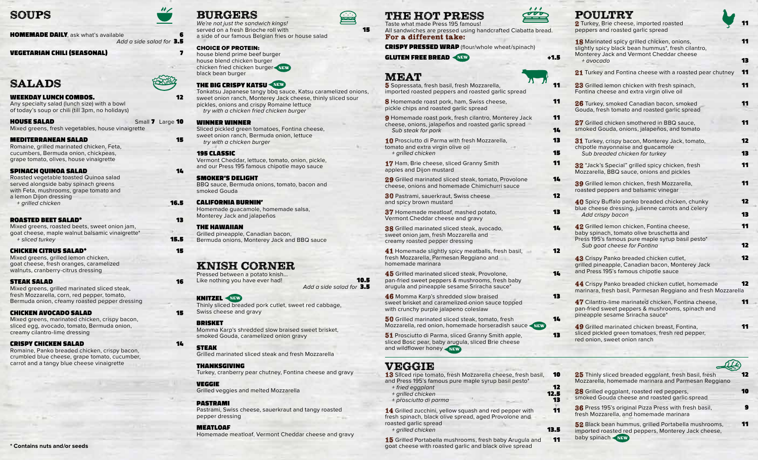## SOUPS

**HOMEMADE DAILY**, ask what's available — 6
*Add a side salad for* **3.5**

**VEGETARIAN CHILI (SEASONAL)** — 7

## SALADS

**WEEKDAY LUNCH COMBOS.** — 12
Any specialty salad (lunch size) with a bowl of today's soup or chili (till 3pm, no holidays)

**HOUSE SALAD** — Small **7** Large **10**
Mixed greens, fresh vegetables, house vinaigrette

**MEDITERRANEAN SALAD** — 15
Romaine, grilled marinated chicken, Feta, cucumbers, Bermuda onion, chickpeas, grape tomato, olives, house vinaigrette

**SPINACH QUINOA SALAD** — 14
Roasted vegetable toasted Quinoa salad served alongside baby spinach greens with Feta, mushrooms, grape tomato and a lemon Dijon dressing
*+ grilled chicken* — 16.5

**ROASTED BEET SALAD*** — 13
Mixed greens, roasted beets, sweet onion jam, goat cheese, maple walnut balsamic vinaigrette*
*+ sliced turkey* — 15.5

**CHICKEN CITRUS SALAD*** — 15
Mixed greens, grilled lemon chicken, goat cheese, fresh oranges, caramelized walnuts, cranberry-citrus dressing

**STEAK SALAD** — 16
Mixed greens, grilled marinated sliced steak, fresh Mozzarella, corn, red pepper, tomato, Bermuda onion, creamy roasted pepper dressing

**CHICKEN AVOCADO SALAD** — 15
Mixed greens, marinated chicken, crispy bacon, sliced egg, avocado, tomato, Bermuda onion, creamy cilantro-lime dressing

**CRISPY CHICKEN SALAD** — 14
Romaine, Panko breaded chicken, crispy bacon, crumbled blue cheese, grape tomato, cucumber, carrot and a tangy blue cheese vinaigrette

\* Contains nuts and/or seeds

## BURGERS

*We're not just the sandwich kings!* — 15
served on a fresh Brioche roll with a side of our famous Belgian fries or house salad

**CHOICE OF PROTEIN:**
house blend prime beef burger
house blend chicken burger
chicken fried chicken burger NEW
black bean burger

**THE BIG CRISPY KATSU** NEW
Tonkatsu Japanese tangy bbq sauce, Katsu caramelized onions, sweet onion ranch, Monterey Jack cheese, thinly sliced sour pickles, onions and crispy Romaine lettuce
*try with a chicken fried chicken burger*

**WINNER WINNER**
Sliced pickled green tomatoes, Fontina cheese, sweet onion ranch, Bermuda onion, lettuce
*try with a chicken burger*

**195 CLASSIC**
Vermont Cheddar, lettuce, tomato, onion, pickle, and our Press 195 famous chipotle mayo sauce

**SMOKER'S DELIGHT**
BBQ sauce, Bermuda onions, tomato, bacon and smoked Gouda

**CALIFORNIA BURNIN'**
Homemade guacamole, homemade salsa, Monterey Jack and jalapeños

**THE HAWAIIAN**
Grilled pineapple, Canadian bacon, Bermuda onions, Monterey Jack and BBQ sauce

## KNISH CORNER

Pressed between a potato knish... Like nothing you have ever had! — 10.5
*Add a side salad for* **3.5**

**KNITZEL** NEW
Thinly sliced breaded pork cutlet, sweet red cabbage, Swiss cheese and gravy

**BRISKET**
Momma Karp's shredded slow braised sweet brisket, smoked Gouda, caramelized onion gravy

**STEAK**
Grilled marinated sliced steak and fresh Mozzarella

**THANKSGIVING**
Turkey, cranberry pear chutney, Fontina cheese and gravy

**VEGGIE**
Grilled veggies and melted Mozzarella

**PASTRAMI**
Pastrami, Swiss cheese, sauerkraut and tangy roasted pepper dressing

**MEATLOAF**
Homemade meatloaf, Vermont Cheddar cheese and gravy

## THE HOT PRESS

Taste what made Press 195 famous!
All sandwiches are pressed using handcrafted Ciabatta bread.

**For a different take:**

**CRISPY PRESSED WRAP** (flour/whole wheat/spinach)

**GLUTEN FREE BREAD** NEW — +1.5

### MEAT

**5** Sopressata, fresh basil, fresh Mozzarella, imported roasted peppers and roasted garlic spread — 11

**8** Homemade roast pork, ham, Swiss cheese, pickle chips and roasted garlic spread — 11

**9** Homemade roast pork, fresh cilantro, Monterey Jack cheese, onions, jalapeños and roasted garlic spread — 11
*Sub steak for pork* — 14

**10** Prosciutto di Parma with fresh Mozzarella, tomato and extra virgin olive oil — 13
*+ grilled chicken* — 15

**17** Ham, Brie cheese, sliced Granny Smith apples and Dijon mustard — 11

**29** Grilled marinated sliced steak, tomato, Provolone cheese, onions and homemade Chimichurri sauce — 14

**30** Pastrami, sauerkraut, Swiss cheese and spicy brown mustard — 12

**37** Homemade meatloaf, mashed potato, Vermont Cheddar cheese and gravy — 13

**38** Grilled marinated sliced steak, avocado, sweet onion jam, fresh Mozzarella and creamy roasted pepper dressing — 14

**41** Homemade slightly spicy meatballs, fresh basil, fresh Mozzarella, Parmesan Reggiano and homemade marinara — 12

**45** Grilled marinated sliced steak, Provolone, pan-fried sweet peppers & mushrooms, fresh baby arugula and pineapple sesame Sriracha sauce* — 14

**46** Momma Karp's shredded slow braised sweet brisket and caramelized onion sauce topped with crunchy purple jalapeno coleslaw — 13

**50** Grilled marinated sliced steak, tomato, fresh Mozzarella, red onion, homemade horseradish sauce NEW — 14

**51** Prosciutto di Parma, sliced Granny Smith apple, sliced Bosc pear, baby arugula, sliced Brie cheese and wildflower honey NEW — 13

### VEGGIE

**13** Sliced ripe tomato, fresh Mozzarella cheese, fresh basil, and Press 195's famous pure maple syrup basil pesto* — 10
*+ fried eggplant* — 12
*+ grilled chicken* — 12.5
*+ prosciutto di parma* — 13

**14** Grilled zucchini, yellow squash and red pepper with fresh spinach, black olive spread, aged Provolone and roasted garlic spread — 11
*+ grilled chicken* — 13.5

**15** Grilled Portabella mushrooms, fresh baby Arugula and goat cheese with roasted garlic and black olive spread — 11

**25** Thinly sliced breaded eggplant, fresh basil, fresh Mozzarella, homemade marinara and Parmesan Reggiano — 12

**28** Grilled eggplant, roasted red peppers, smoked Gouda cheese and roasted garlic spread — 10

**36** Press 195's original Pizza Press with fresh basil, fresh Mozzarella, and homemade marinara — 9

**52** Black bean hummus, grilled Portabella mushrooms, imported roasted red peppers, Monterey Jack cheese, baby spinach NEW — 11

## POULTRY

**2** Turkey, Brie cheese, imported roasted peppers and roasted garlic spread — 11

**18** Marinated spicy grilled chicken, onions, slightly spicy black bean hummus*, fresh cilantro, Monterey Jack and Vermont Cheddar cheese — 11
*+ avocado* — 13

**21** Turkey and Fontina cheese with a roasted pear chutney — 11

**23** Grilled lemon chicken with fresh spinach, Fontina cheese and extra virgin olive oil — 11

**26** Turkey, smoked Canadian bacon, smoked Gouda, fresh tomato and roasted garlic spread — 11

**27** Grilled chicken smothered in BBQ sauce, smoked Gouda, onions, jalapeños, and tomato — 11

**31** Turkey, crispy bacon, Monterey Jack, tomato, chipotle mayonnaise and guacamole — 12
*Sub breaded chicken for turkey* — 13

**32** "Jack's Special" grilled spicy chicken, fresh Mozzarella, BBQ sauce, onions and pickles — 11

**39** Grilled lemon chicken, fresh Mozzarella, roasted peppers and balsamic vinegar — 11

**40** Spicy Buffalo panko breaded chicken, chunky blue cheese dressing, julienne carrots and celery — 12
*Add crispy bacon* — 13

**42** Grilled lemon chicken, Fontina cheese, baby spinach, tomato olive bruschetta and Press 195's famous pure maple syrup basil pesto* — 11
*Sub goat cheese for Fontina* — 12

**43** Crispy Panko breaded chicken cutlet, grilled pineapple, Canadian bacon, Monterey Jack and Press 195's famous chipotle sauce — 12

**44** Crispy Panko breaded chicken cutlet, homemade marinara, fresh basil, Parmesan Reggiano and fresh Mozzarella — 12

**47** Cilantro-lime marinated chicken, Fontina cheese, pan-fried sweet peppers & mushrooms, spinach and pineapple sesame Sriracha sauce* — 11

**49** Grilled marinated chicken breast, Fontina, sliced pickled green tomatoes, fresh red pepper, red onion, sweet onion ranch — 11